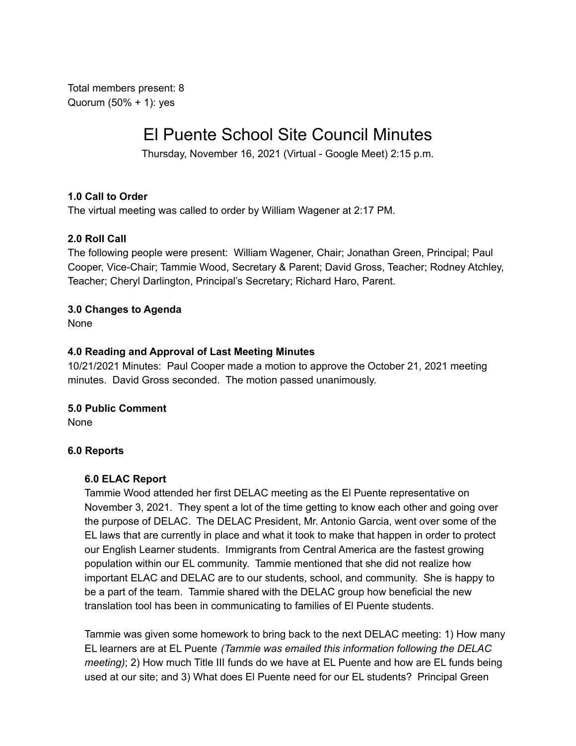Total members present: 8
Quorum (50% + 1): yes

# El Puente School Site Council Minutes

Thursday, November 16, 2021 (Virtual - Google Meet) 2:15 p.m.

**1.0 Call to Order**

The virtual meeting was called to order by William Wagener at 2:17 PM.

**2.0 Roll Call**

The following people were present: William Wagener, Chair; Jonathan Green, Principal; Paul Cooper, Vice-Chair; Tammie Wood, Secretary & Parent; David Gross, Teacher; Rodney Atchley, Teacher; Cheryl Darlington, Principal's Secretary; Richard Haro, Parent.

**3.0 Changes to Agenda**

None

**4.0 Reading and Approval of Last Meeting Minutes**

10/21/2021 Minutes: Paul Cooper made a motion to approve the October 21, 2021 meeting minutes. David Gross seconded. The motion passed unanimously.

**5.0 Public Comment**

None

**6.0 Reports**

**6.0 ELAC Report**

Tammie Wood attended her first DELAC meeting as the El Puente representative on November 3, 2021. They spent a lot of the time getting to know each other and going over the purpose of DELAC. The DELAC President, Mr. Antonio Garcia, went over some of the EL laws that are currently in place and what it took to make that happen in order to protect our English Learner students. Immigrants from Central America are the fastest growing population within our EL community. Tammie mentioned that she did not realize how important ELAC and DELAC are to our students, school, and community. She is happy to be a part of the team. Tammie shared with the DELAC group how beneficial the new translation tool has been in communicating to families of El Puente students.

Tammie was given some homework to bring back to the next DELAC meeting: 1) How many EL learners are at EL Puente *(Tammie was emailed this information following the DELAC meeting)*; 2) How much Title III funds do we have at EL Puente and how are EL funds being used at our site; and 3) What does El Puente need for our EL students? Principal Green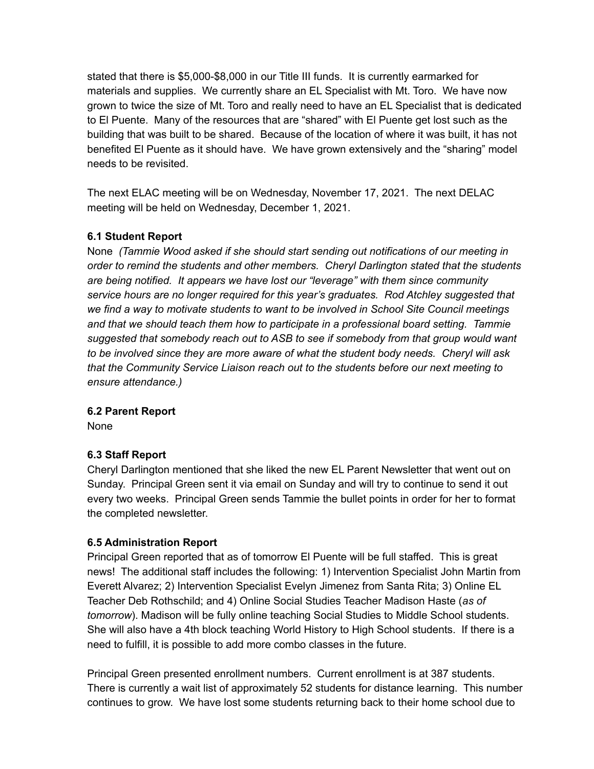stated that there is $5,000-$8,000 in our Title III funds. It is currently earmarked for materials and supplies. We currently share an EL Specialist with Mt. Toro. We have now grown to twice the size of Mt. Toro and really need to have an EL Specialist that is dedicated to El Puente. Many of the resources that are "shared" with El Puente get lost such as the building that was built to be shared. Because of the location of where it was built, it has not benefited El Puente as it should have. We have grown extensively and the "sharing" model needs to be revisited.

The next ELAC meeting will be on Wednesday, November 17, 2021. The next DELAC meeting will be held on Wednesday, December 1, 2021.

**6.1 Student Report**

None *(Tammie Wood asked if she should start sending out notifications of our meeting in order to remind the students and other members. Cheryl Darlington stated that the students are being notified. It appears we have lost our "leverage" with them since community service hours are no longer required for this year's graduates. Rod Atchley suggested that we find a way to motivate students to want to be involved in School Site Council meetings and that we should teach them how to participate in a professional board setting. Tammie suggested that somebody reach out to ASB to see if somebody from that group would want to be involved since they are more aware of what the student body needs. Cheryl will ask that the Community Service Liaison reach out to the students before our next meeting to ensure attendance.)*

**6.2 Parent Report**

None

**6.3 Staff Report**

Cheryl Darlington mentioned that she liked the new EL Parent Newsletter that went out on Sunday. Principal Green sent it via email on Sunday and will try to continue to send it out every two weeks. Principal Green sends Tammie the bullet points in order for her to format the completed newsletter.

**6.5 Administration Report**

Principal Green reported that as of tomorrow El Puente will be full staffed. This is great news! The additional staff includes the following: 1) Intervention Specialist John Martin from Everett Alvarez; 2) Intervention Specialist Evelyn Jimenez from Santa Rita; 3) Online EL Teacher Deb Rothschild; and 4) Online Social Studies Teacher Madison Haste (*as of tomorrow*). Madison will be fully online teaching Social Studies to Middle School students. She will also have a 4th block teaching World History to High School students. If there is a need to fulfill, it is possible to add more combo classes in the future.

Principal Green presented enrollment numbers. Current enrollment is at 387 students. There is currently a wait list of approximately 52 students for distance learning. This number continues to grow. We have lost some students returning back to their home school due to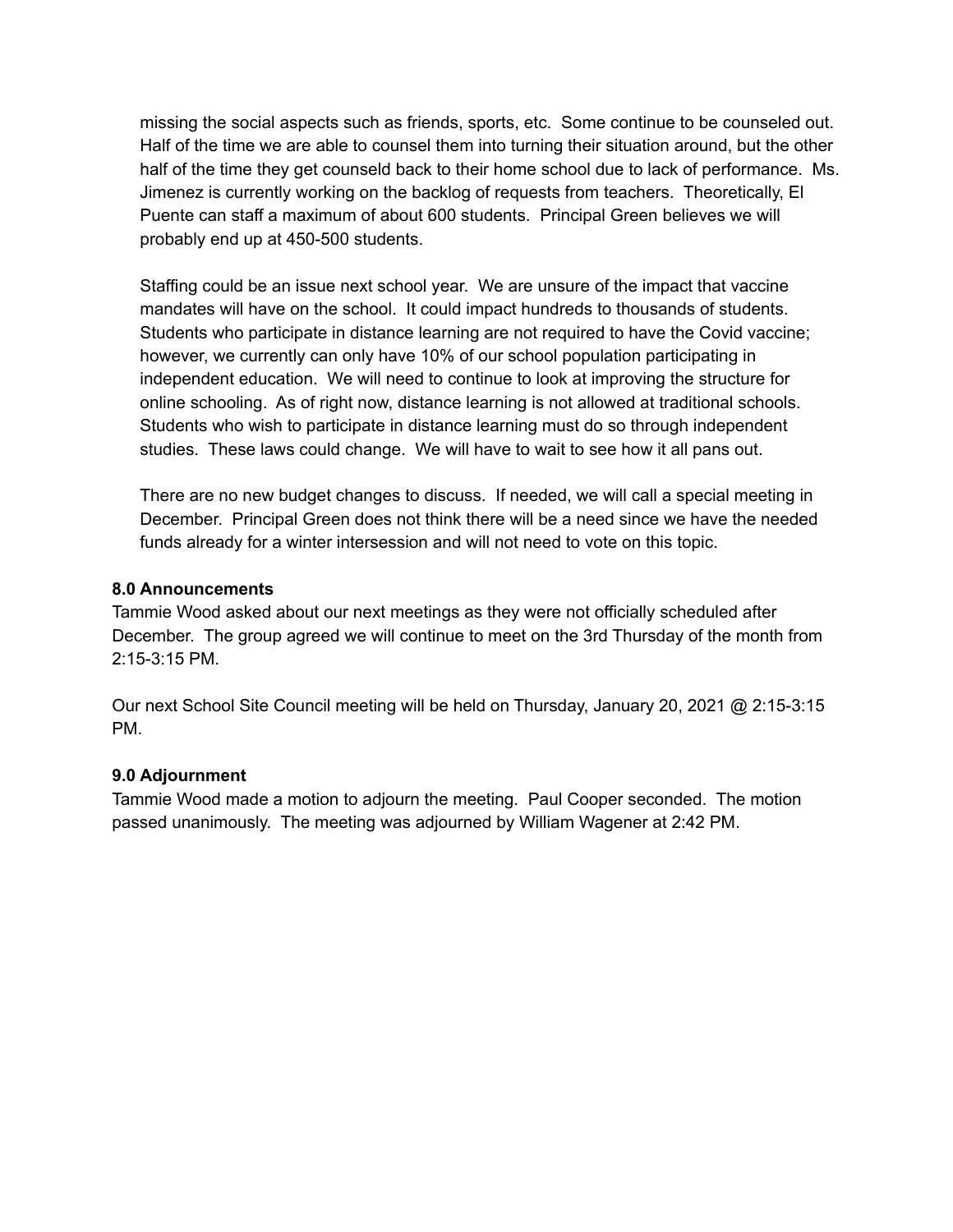missing the social aspects such as friends, sports, etc. Some continue to be counseled out. Half of the time we are able to counsel them into turning their situation around, but the other half of the time they get counseld back to their home school due to lack of performance. Ms. Jimenez is currently working on the backlog of requests from teachers. Theoretically, El Puente can staff a maximum of about 600 students. Principal Green believes we will probably end up at 450-500 students.

Staffing could be an issue next school year. We are unsure of the impact that vaccine mandates will have on the school. It could impact hundreds to thousands of students. Students who participate in distance learning are not required to have the Covid vaccine; however, we currently can only have 10% of our school population participating in independent education. We will need to continue to look at improving the structure for online schooling. As of right now, distance learning is not allowed at traditional schools. Students who wish to participate in distance learning must do so through independent studies. These laws could change. We will have to wait to see how it all pans out.

There are no new budget changes to discuss. If needed, we will call a special meeting in December. Principal Green does not think there will be a need since we have the needed funds already for a winter intersession and will not need to vote on this topic.

**8.0 Announcements**

Tammie Wood asked about our next meetings as they were not officially scheduled after December. The group agreed we will continue to meet on the 3rd Thursday of the month from 2:15-3:15 PM.

Our next School Site Council meeting will be held on Thursday, January 20, 2021 @ 2:15-3:15 PM.

**9.0 Adjournment**

Tammie Wood made a motion to adjourn the meeting. Paul Cooper seconded. The motion passed unanimously. The meeting was adjourned by William Wagener at 2:42 PM.